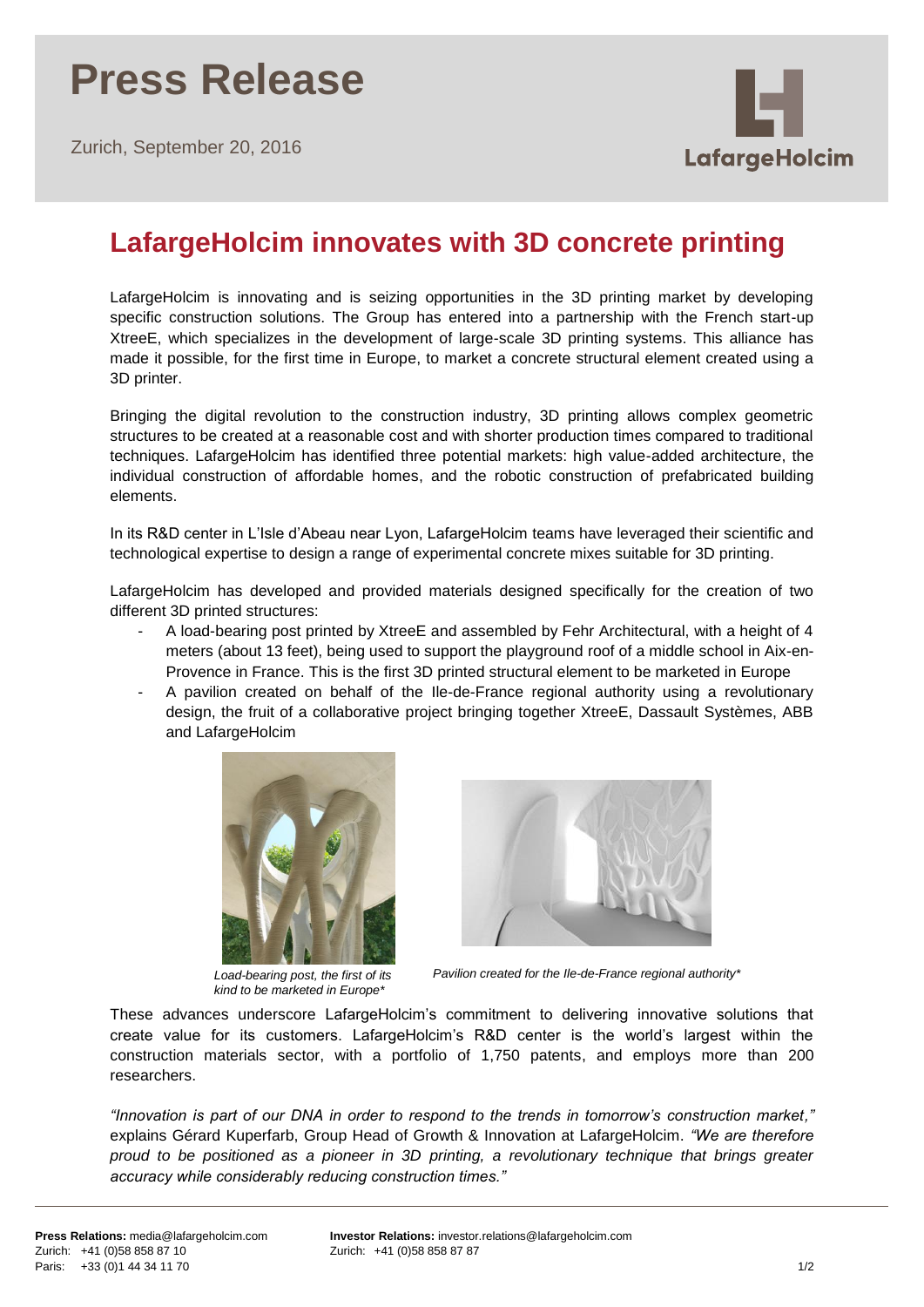# Press Release

Zurich, September 20, 2016

## LafargeHolcim innovates with 3D concrete printing

LafargeHolcim is innovating and is seizing opportunities in the 3D printing market by developing specific construction solutions. The Group has entered into a partnership with the French start-up XtreeE, which specializes in the development of large-scale 3D printing systems. This alliance has made it possible, for the first time in Europe, to market a concrete structural element created using a 3D printer.

Bringing the digital revolution to the construction industry, 3D printing allows complex geometric structures to be created at a reasonable cost and with shorter production times compared to traditional techniques. LafargeHolcim has identified three potential markets: high value-added architecture, the individual construction of affordable homes, and the robotic construction of prefabricated building elements.

In its R&D center in L'Isle d'Abeau near Lyon, LafargeHolcim teams have leveraged their scientific and technological expertise to design a range of experimental concrete mixes suitable for 3D printing.

LafargeHolcim has developed and provided materials designed specifically for the creation of two different 3D printed structures:

- A load-bearing post printed by XtreeE and assembled by Fehr Architectural, with a height of 4 meters (about 13 feet), being used to support the playground roof of a middle school in Aix-en-Provence in France. This is the first 3D printed structural element to be marketed in Europe
- A pavilion created on behalf of the Ile-de-France regional authority using a revolutionary design, the fruit of a collaborative project bringing together XtreeE, Dassault Systèmes, ABB and LafargeHolcim

*Load-bearing post, the first of its kind to be marketed in Europe**

*Pavilion created for the Ile-de-France regional authority**

These advances underscore LafargeHolcim's commitment to delivering innovative solutions that create value for its customers. LafargeHolcim's R&D center is the world's largest within the construction materials sector, with a portfolio of 1,750 patents, and employs more than 200 researchers.

*"Innovation is part of our DNA in order to respond to the trends in tomorrow's construction market,"* explains Gérard Kuperfarb, Group Head of Growth & Innovation at LafargeHolcim. *"We are therefore proud to be positioned as a pioneer in 3D printing, a revolutionary technique that brings greater accuracy while considerably reducing construction times."*

**Press Relations:** media@lafargeholcim.com
Zurich: +41 (0)58 858 87 10
Paris: +33 (0)1 44 34 11 70

**Investor Relations:** investor.relations@lafargeholcim.com
Zurich: +41 (0)58 858 87 87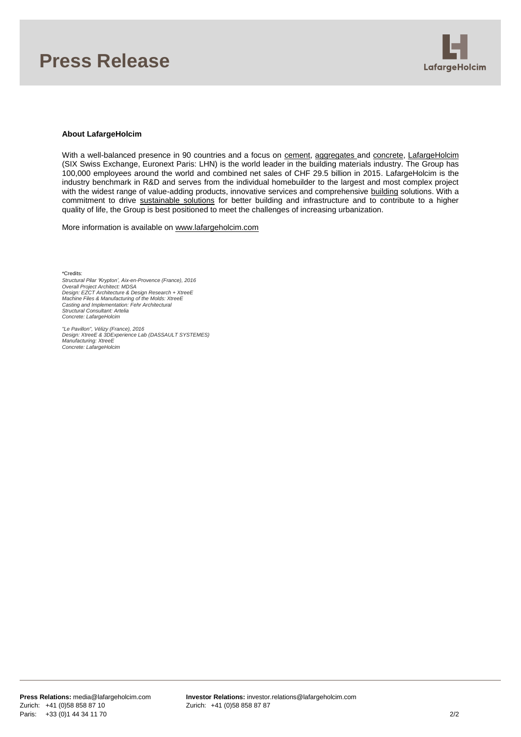**About LafargeHolcim**

With a well-balanced presence in 90 countries and a focus on cement, aggregates and concrete, LafargeHolcim (SIX Swiss Exchange, Euronext Paris: LHN) is the world leader in the building materials industry. The Group has 100,000 employees around the world and combined net sales of CHF 29.5 billion in 2015. LafargeHolcim is the industry benchmark in R&D and serves from the individual homebuilder to the largest and most complex project with the widest range of value-adding products, innovative services and comprehensive building solutions. With a commitment to drive sustainable solutions for better building and infrastructure and to contribute to a higher quality of life, the Group is best positioned to meet the challenges of increasing urbanization.

More information is available on www.lafargeholcim.com

*Credits:
*Structural Pilar 'Krypton', Aix-en-Provence (France), 2016*
*Overall Project Architect: MDSA*
*Design: EZCT Architecture & Design Research + XtreeE*
*Machine Files & Manufacturing of the Molds: XtreeE*
*Casting and Implementation: Fehr Architectural*
*Structural Consultant: Artelia*
*Concrete: LafargeHolcim*

*"Le Pavillon", Vélizy (France), 2016*
*Design: XtreeE & 3DExperience Lab (DASSAULT SYSTEMES)*
*Manufacturing: XtreeE*
*Concrete: LafargeHolcim*

**Press Relations:** media@lafargeholcim.com
Zurich: +41 (0)58 858 87 10
Paris: +33 (0)1 44 34 11 70

**Investor Relations:** investor.relations@lafargeholcim.com
Zurich: +41 (0)58 858 87 87